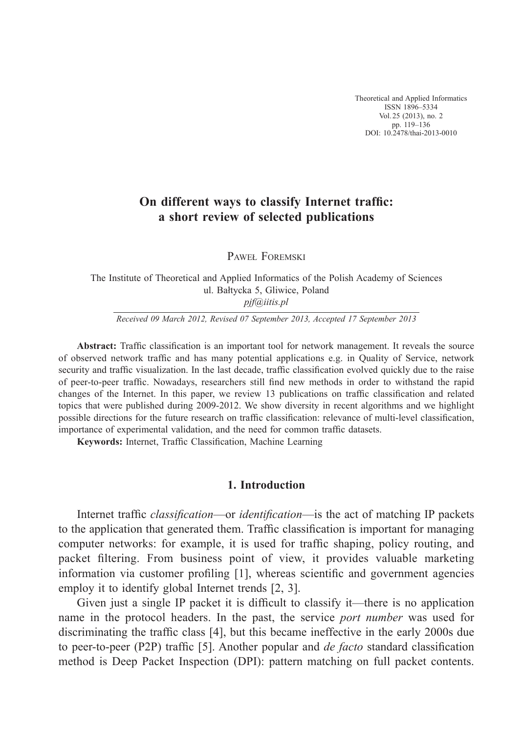# On different ways to classify Internet traffic: a short review of selected publications

Paweł Foremski

The Institute of Theoretical and Applied Informatics of the Polish Academy of Sciences
ul. Bałtycka 5, Gliwice, Poland
*pjf@iitis.pl*

*Received 09 March 2012, Revised 07 September 2013, Accepted 17 September 2013*

**Abstract:** Traffic classification is an important tool for network management. It reveals the source of observed network traffic and has many potential applications e.g. in Quality of Service, network security and traffic visualization. In the last decade, traffic classification evolved quickly due to the raise of peer-to-peer traffic. Nowadays, researchers still find new methods in order to withstand the rapid changes of the Internet. In this paper, we review 13 publications on traffic classification and related topics that were published during 2009-2012. We show diversity in recent algorithms and we highlight possible directions for the future research on traffic classification: relevance of multi-level classification, importance of experimental validation, and the need for common traffic datasets.

**Keywords:** Internet, Traffic Classification, Machine Learning

## 1. Introduction

Internet traffic *classification*—or *identification*—is the act of matching IP packets to the application that generated them. Traffic classification is important for managing computer networks: for example, it is used for traffic shaping, policy routing, and packet filtering. From business point of view, it provides valuable marketing information via customer profiling [1], whereas scientific and government agencies employ it to identify global Internet trends [2, 3].

Given just a single IP packet it is difficult to classify it—there is no application name in the protocol headers. In the past, the service *port number* was used for discriminating the traffic class [4], but this became ineffective in the early 2000s due to peer-to-peer (P2P) traffic [5]. Another popular and *de facto* standard classification method is Deep Packet Inspection (DPI): pattern matching on full packet contents.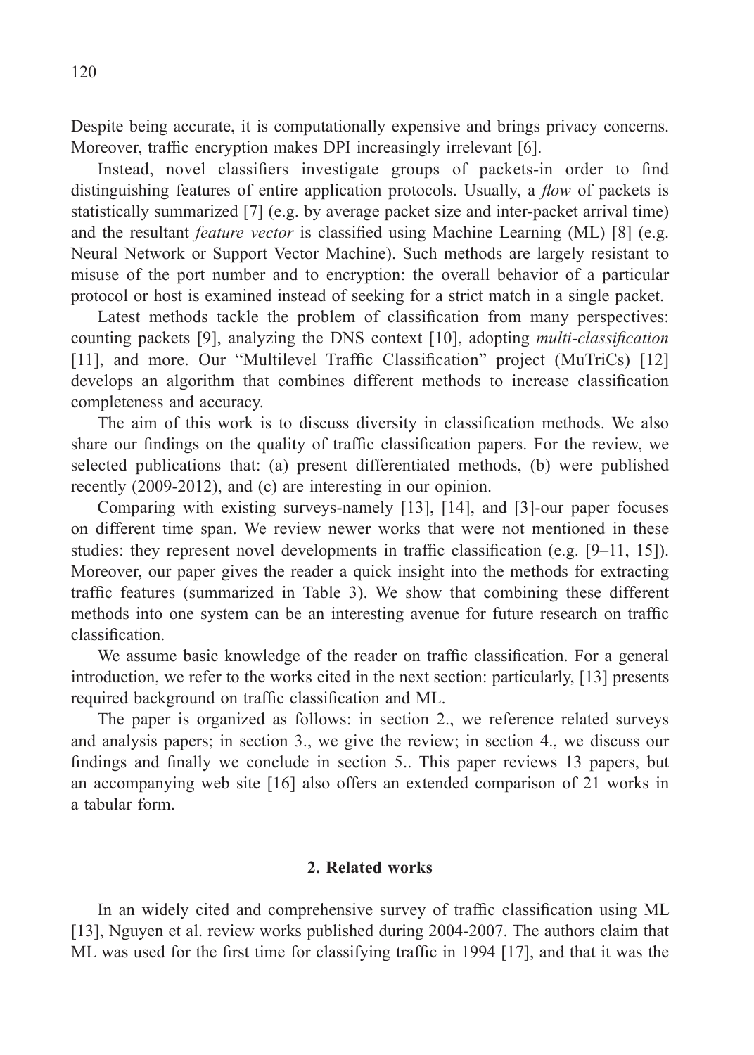Despite being accurate, it is computationally expensive and brings privacy concerns. Moreover, traffic encryption makes DPI increasingly irrelevant [6].

Instead, novel classifiers investigate groups of packets-in order to find distinguishing features of entire application protocols. Usually, a *flow* of packets is statistically summarized [7] (e.g. by average packet size and inter-packet arrival time) and the resultant *feature vector* is classified using Machine Learning (ML) [8] (e.g. Neural Network or Support Vector Machine). Such methods are largely resistant to misuse of the port number and to encryption: the overall behavior of a particular protocol or host is examined instead of seeking for a strict match in a single packet.

Latest methods tackle the problem of classification from many perspectives: counting packets [9], analyzing the DNS context [10], adopting *multi-classification* [11], and more. Our "Multilevel Traffic Classification" project (MuTriCs) [12] develops an algorithm that combines different methods to increase classification completeness and accuracy.

The aim of this work is to discuss diversity in classification methods. We also share our findings on the quality of traffic classification papers. For the review, we selected publications that: (a) present differentiated methods, (b) were published recently (2009-2012), and (c) are interesting in our opinion.

Comparing with existing surveys-namely [13], [14], and [3]-our paper focuses on different time span. We review newer works that were not mentioned in these studies: they represent novel developments in traffic classification (e.g. [9–11, 15]). Moreover, our paper gives the reader a quick insight into the methods for extracting traffic features (summarized in Table 3). We show that combining these different methods into one system can be an interesting avenue for future research on traffic classification.

We assume basic knowledge of the reader on traffic classification. For a general introduction, we refer to the works cited in the next section: particularly, [13] presents required background on traffic classification and ML.

The paper is organized as follows: in section 2., we reference related surveys and analysis papers; in section 3., we give the review; in section 4., we discuss our findings and finally we conclude in section 5.. This paper reviews 13 papers, but an accompanying web site [16] also offers an extended comparison of 21 works in a tabular form.

## 2. Related works

In an widely cited and comprehensive survey of traffic classification using ML [13], Nguyen et al. review works published during 2004-2007. The authors claim that ML was used for the first time for classifying traffic in 1994 [17], and that it was the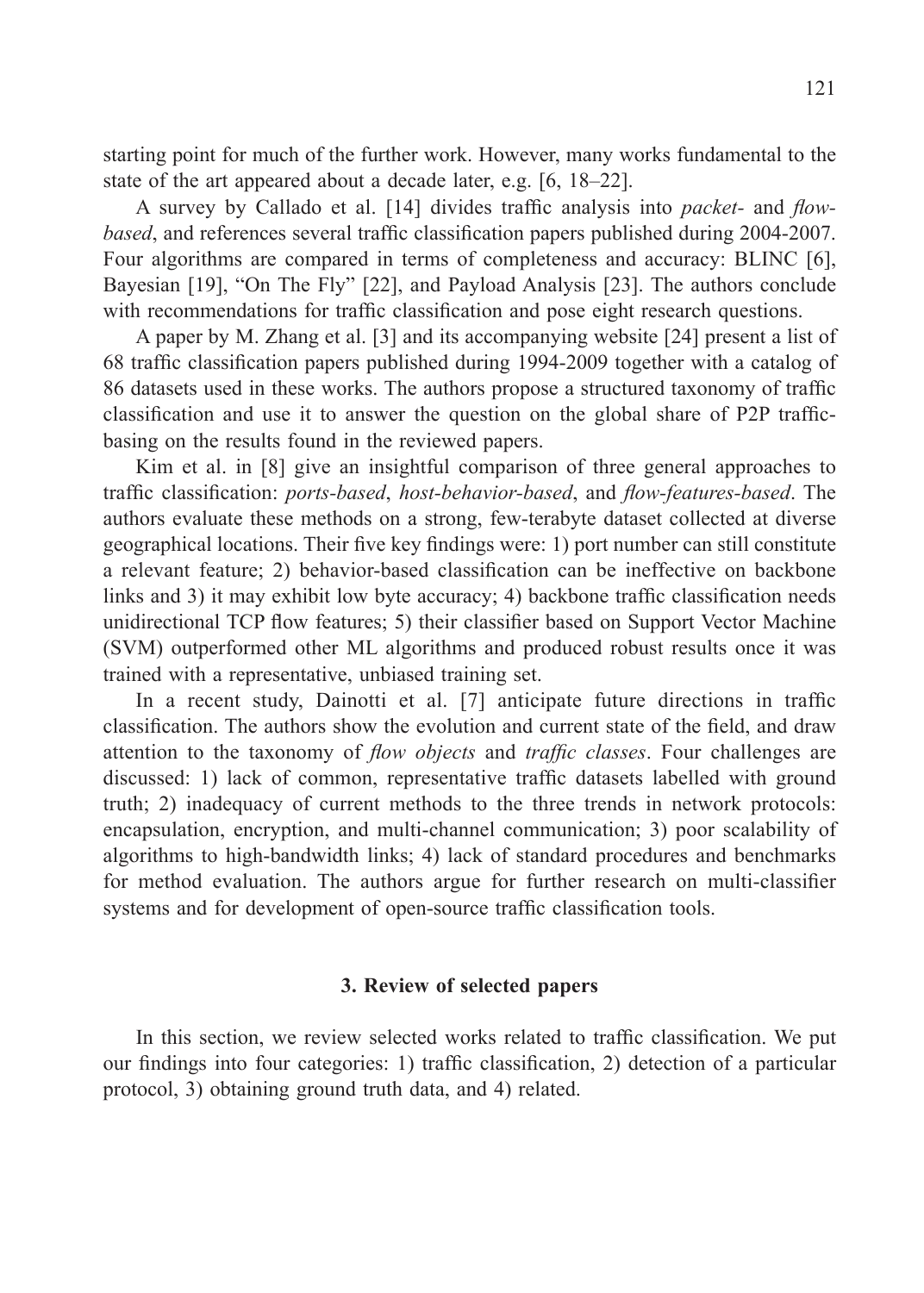starting point for much of the further work. However, many works fundamental to the state of the art appeared about a decade later, e.g. [6, 18–22].

A survey by Callado et al. [14] divides traffic analysis into *packet-* and *flow-based*, and references several traffic classification papers published during 2004-2007. Four algorithms are compared in terms of completeness and accuracy: BLINC [6], Bayesian [19], "On The Fly" [22], and Payload Analysis [23]. The authors conclude with recommendations for traffic classification and pose eight research questions.

A paper by M. Zhang et al. [3] and its accompanying website [24] present a list of 68 traffic classification papers published during 1994-2009 together with a catalog of 86 datasets used in these works. The authors propose a structured taxonomy of traffic classification and use it to answer the question on the global share of P2P traffic-basing on the results found in the reviewed papers.

Kim et al. in [8] give an insightful comparison of three general approaches to traffic classification: *ports-based*, *host-behavior-based*, and *flow-features-based*. The authors evaluate these methods on a strong, few-terabyte dataset collected at diverse geographical locations. Their five key findings were: 1) port number can still constitute a relevant feature; 2) behavior-based classification can be ineffective on backbone links and 3) it may exhibit low byte accuracy; 4) backbone traffic classification needs unidirectional TCP flow features; 5) their classifier based on Support Vector Machine (SVM) outperformed other ML algorithms and produced robust results once it was trained with a representative, unbiased training set.

In a recent study, Dainotti et al. [7] anticipate future directions in traffic classification. The authors show the evolution and current state of the field, and draw attention to the taxonomy of *flow objects* and *traffic classes*. Four challenges are discussed: 1) lack of common, representative traffic datasets labelled with ground truth; 2) inadequacy of current methods to the three trends in network protocols: encapsulation, encryption, and multi-channel communication; 3) poor scalability of algorithms to high-bandwidth links; 4) lack of standard procedures and benchmarks for method evaluation. The authors argue for further research on multi-classifier systems and for development of open-source traffic classification tools.

## 3. Review of selected papers

In this section, we review selected works related to traffic classification. We put our findings into four categories: 1) traffic classification, 2) detection of a particular protocol, 3) obtaining ground truth data, and 4) related.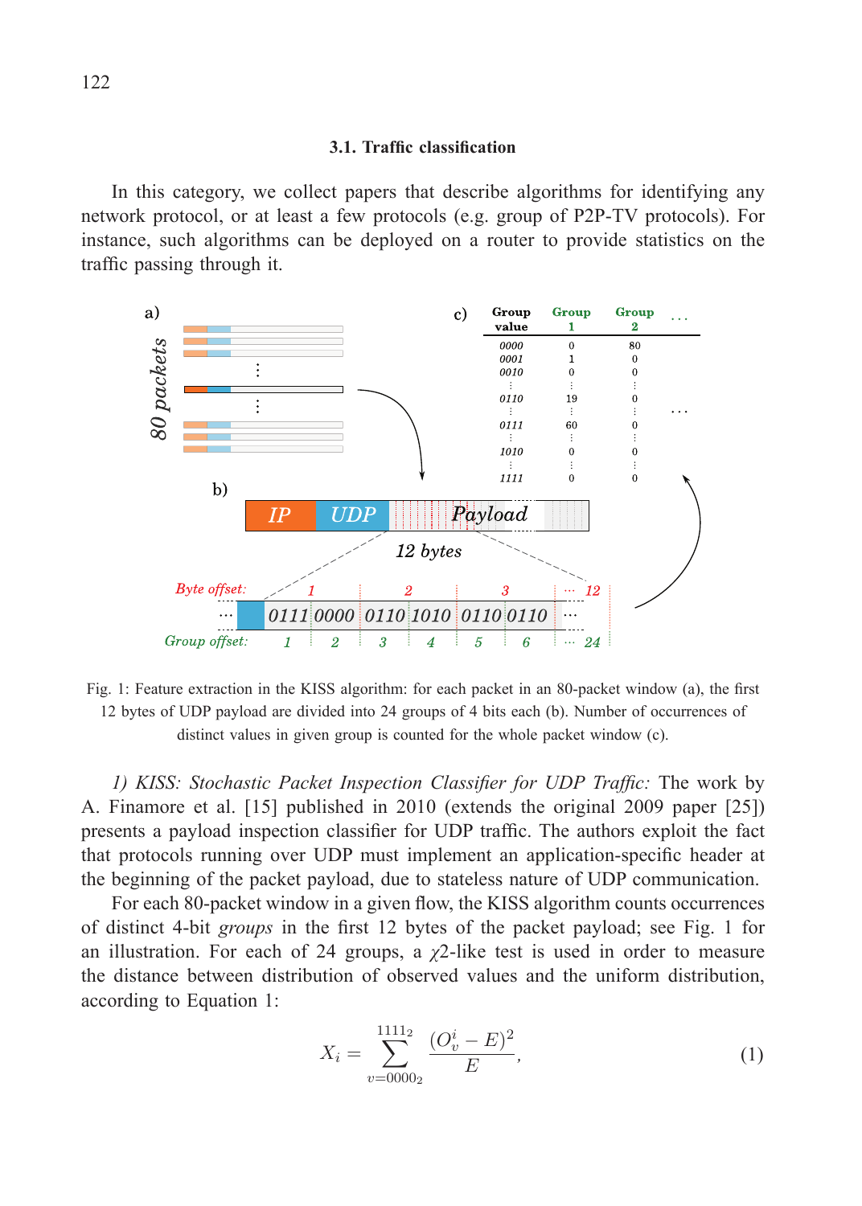### 3.1. Traffic classification

In this category, we collect papers that describe algorithms for identifying any network protocol, or at least a few protocols (e.g. group of P2P-TV protocols). For instance, such algorithms can be deployed on a router to provide statistics on the traffic passing through it.

Fig. 1: Feature extraction in the KISS algorithm: for each packet in an 80-packet window (a), the first 12 bytes of UDP payload are divided into 24 groups of 4 bits each (b). Number of occurrences of distinct values in given group is counted for the whole packet window (c).

*1) KISS: Stochastic Packet Inspection Classifier for UDP Traffic:* The work by A. Finamore et al. [15] published in 2010 (extends the original 2009 paper [25]) presents a payload inspection classifier for UDP traffic. The authors exploit the fact that protocols running over UDP must implement an application-specific header at the beginning of the packet payload, due to stateless nature of UDP communication.

For each 80-packet window in a given flow, the KISS algorithm counts occurrences of distinct 4-bit *groups* in the first 12 bytes of the packet payload; see Fig. 1 for an illustration. For each of 24 groups, a $\chi$2-like test is used in order to measure the distance between distribution of observed values and the uniform distribution, according to Equation 1:

$$X_i = \sum_{v=0000_2}^{1111_2} \frac{(O_v^i - E)^2}{E}, \tag{1}$$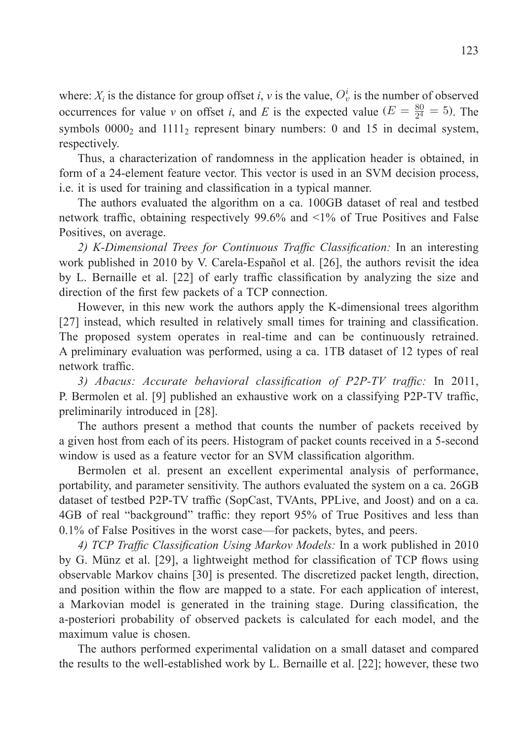where: $X_i$ is the distance for group offset $i$, $v$ is the value, $O_v^i$ is the number of observed occurrences for value $v$ on offset $i$, and $E$ is the expected value ($E = \frac{80}{2^4} = 5$). The symbols $0000_2$ and $1111_2$ represent binary numbers: 0 and 15 in decimal system, respectively.

Thus, a characterization of randomness in the application header is obtained, in form of a 24-element feature vector. This vector is used in an SVM decision process, i.e. it is used for training and classification in a typical manner.

The authors evaluated the algorithm on a ca. 100GB dataset of real and testbed network traffic, obtaining respectively 99.6% and <1% of True Positives and False Positives, on average.

*2) K-Dimensional Trees for Continuous Traffic Classification:* In an interesting work published in 2010 by V. Carela-Español et al. [26], the authors revisit the idea by L. Bernaille et al. [22] of early traffic classification by analyzing the size and direction of the first few packets of a TCP connection.

However, in this new work the authors apply the K-dimensional trees algorithm [27] instead, which resulted in relatively small times for training and classification. The proposed system operates in real-time and can be continuously retrained. A preliminary evaluation was performed, using a ca. 1TB dataset of 12 types of real network traffic.

*3) Abacus: Accurate behavioral classification of P2P-TV traffic:* In 2011, P. Bermolen et al. [9] published an exhaustive work on a classifying P2P-TV traffic, preliminarily introduced in [28].

The authors present a method that counts the number of packets received by a given host from each of its peers. Histogram of packet counts received in a 5-second window is used as a feature vector for an SVM classification algorithm.

Bermolen et al. present an excellent experimental analysis of performance, portability, and parameter sensitivity. The authors evaluated the system on a ca. 26GB dataset of testbed P2P-TV traffic (SopCast, TVAnts, PPLive, and Joost) and on a ca. 4GB of real "background" traffic: they report 95% of True Positives and less than 0.1% of False Positives in the worst case—for packets, bytes, and peers.

*4) TCP Traffic Classification Using Markov Models:* In a work published in 2010 by G. Münz et al. [29], a lightweight method for classification of TCP flows using observable Markov chains [30] is presented. The discretized packet length, direction, and position within the flow are mapped to a state. For each application of interest, a Markovian model is generated in the training stage. During classification, the a-posteriori probability of observed packets is calculated for each model, and the maximum value is chosen.

The authors performed experimental validation on a small dataset and compared the results to the well-established work by L. Bernaille et al. [22]; however, these two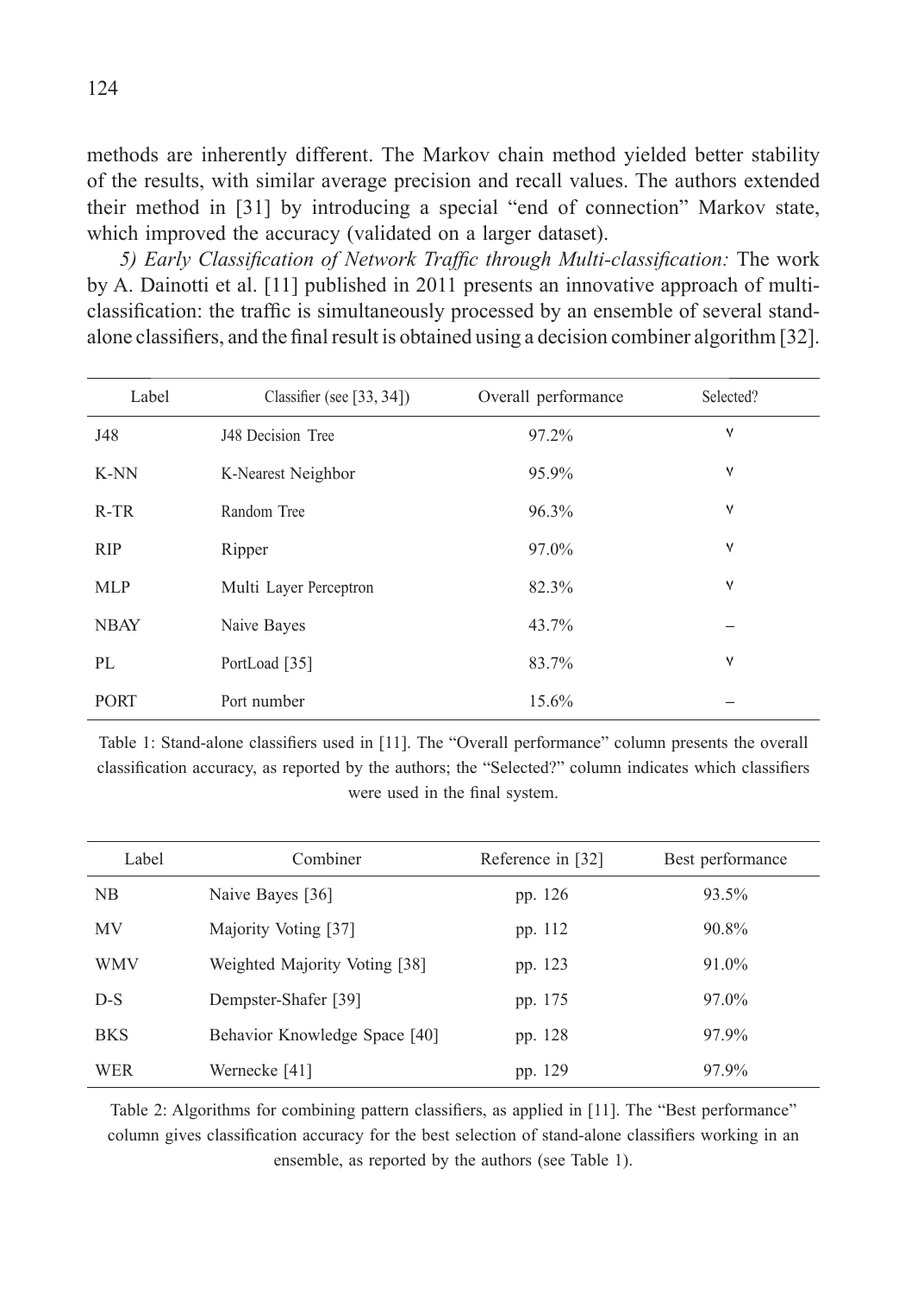methods are inherently different. The Markov chain method yielded better stability of the results, with similar average precision and recall values. The authors extended their method in [31] by introducing a special "end of connection" Markov state, which improved the accuracy (validated on a larger dataset).

*5) Early Classification of Network Traffic through Multi-classification:* The work by A. Dainotti et al. [11] published in 2011 presents an innovative approach of multi-classification: the traffic is simultaneously processed by an ensemble of several stand-alone classifiers, and the final result is obtained using a decision combiner algorithm [32].

| Label | Classifier (see [33, 34]) | Overall performance | Selected? |
|---|---|---|---|
| J48 | J48 Decision Tree | 97.2% | ∨ |
| K-NN | K-Nearest Neighbor | 95.9% | ∨ |
| R-TR | Random Tree | 96.3% | ∨ |
| RIP | Ripper | 97.0% | ∨ |
| MLP | Multi Layer Perceptron | 82.3% | ∨ |
| NBAY | Naive Bayes | 43.7% | – |
| PL | PortLoad [35] | 83.7% | ∨ |
| PORT | Port number | 15.6% | – |

Table 1: Stand-alone classifiers used in [11]. The "Overall performance" column presents the overall classification accuracy, as reported by the authors; the "Selected?" column indicates which classifiers were used in the final system.

| Label | Combiner | Reference in [32] | Best performance |
|---|---|---|---|
| NB | Naive Bayes [36] | pp. 126 | 93.5% |
| MV | Majority Voting [37] | pp. 112 | 90.8% |
| WMV | Weighted Majority Voting [38] | pp. 123 | 91.0% |
| D-S | Dempster-Shafer [39] | pp. 175 | 97.0% |
| BKS | Behavior Knowledge Space [40] | pp. 128 | 97.9% |
| WER | Wernecke [41] | pp. 129 | 97.9% |

Table 2: Algorithms for combining pattern classifiers, as applied in [11]. The "Best performance" column gives classification accuracy for the best selection of stand-alone classifiers working in an ensemble, as reported by the authors (see Table 1).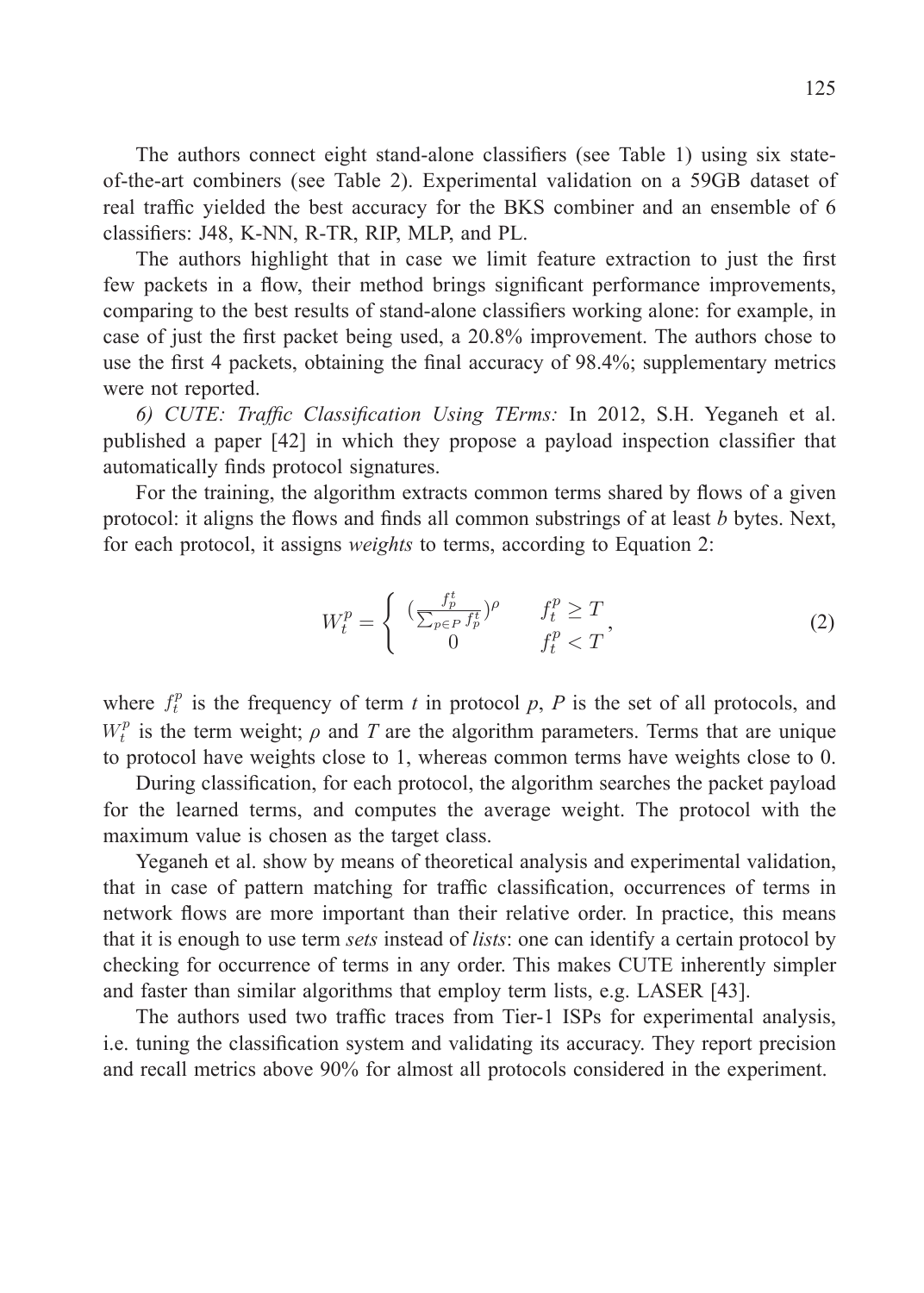The authors connect eight stand-alone classifiers (see Table 1) using six state-of-the-art combiners (see Table 2). Experimental validation on a 59GB dataset of real traffic yielded the best accuracy for the BKS combiner and an ensemble of 6 classifiers: J48, K-NN, R-TR, RIP, MLP, and PL.

The authors highlight that in case we limit feature extraction to just the first few packets in a flow, their method brings significant performance improvements, comparing to the best results of stand-alone classifiers working alone: for example, in case of just the first packet being used, a 20.8% improvement. The authors chose to use the first 4 packets, obtaining the final accuracy of 98.4%; supplementary metrics were not reported.

*6) CUTE: Traffic Classification Using TErms:* In 2012, S.H. Yeganeh et al. published a paper [42] in which they propose a payload inspection classifier that automatically finds protocol signatures.

For the training, the algorithm extracts common terms shared by flows of a given protocol: it aligns the flows and finds all common substrings of at least *b* bytes. Next, for each protocol, it assigns *weights* to terms, according to Equation 2:

$$W_t^p = \begin{cases} \left(\frac{f_p^t}{\sum_{p \in P} f_p^t}\right)^\rho & f_t^p \geq T \\ 0 & f_t^p < T \end{cases}, \tag{2}$$

where $f_t^p$ is the frequency of term *t* in protocol *p*, *P* is the set of all protocols, and $W_t^p$ is the term weight; $\rho$ and *T* are the algorithm parameters. Terms that are unique to protocol have weights close to 1, whereas common terms have weights close to 0.

During classification, for each protocol, the algorithm searches the packet payload for the learned terms, and computes the average weight. The protocol with the maximum value is chosen as the target class.

Yeganeh et al. show by means of theoretical analysis and experimental validation, that in case of pattern matching for traffic classification, occurrences of terms in network flows are more important than their relative order. In practice, this means that it is enough to use term *sets* instead of *lists*: one can identify a certain protocol by checking for occurrence of terms in any order. This makes CUTE inherently simpler and faster than similar algorithms that employ term lists, e.g. LASER [43].

The authors used two traffic traces from Tier-1 ISPs for experimental analysis, i.e. tuning the classification system and validating its accuracy. They report precision and recall metrics above 90% for almost all protocols considered in the experiment.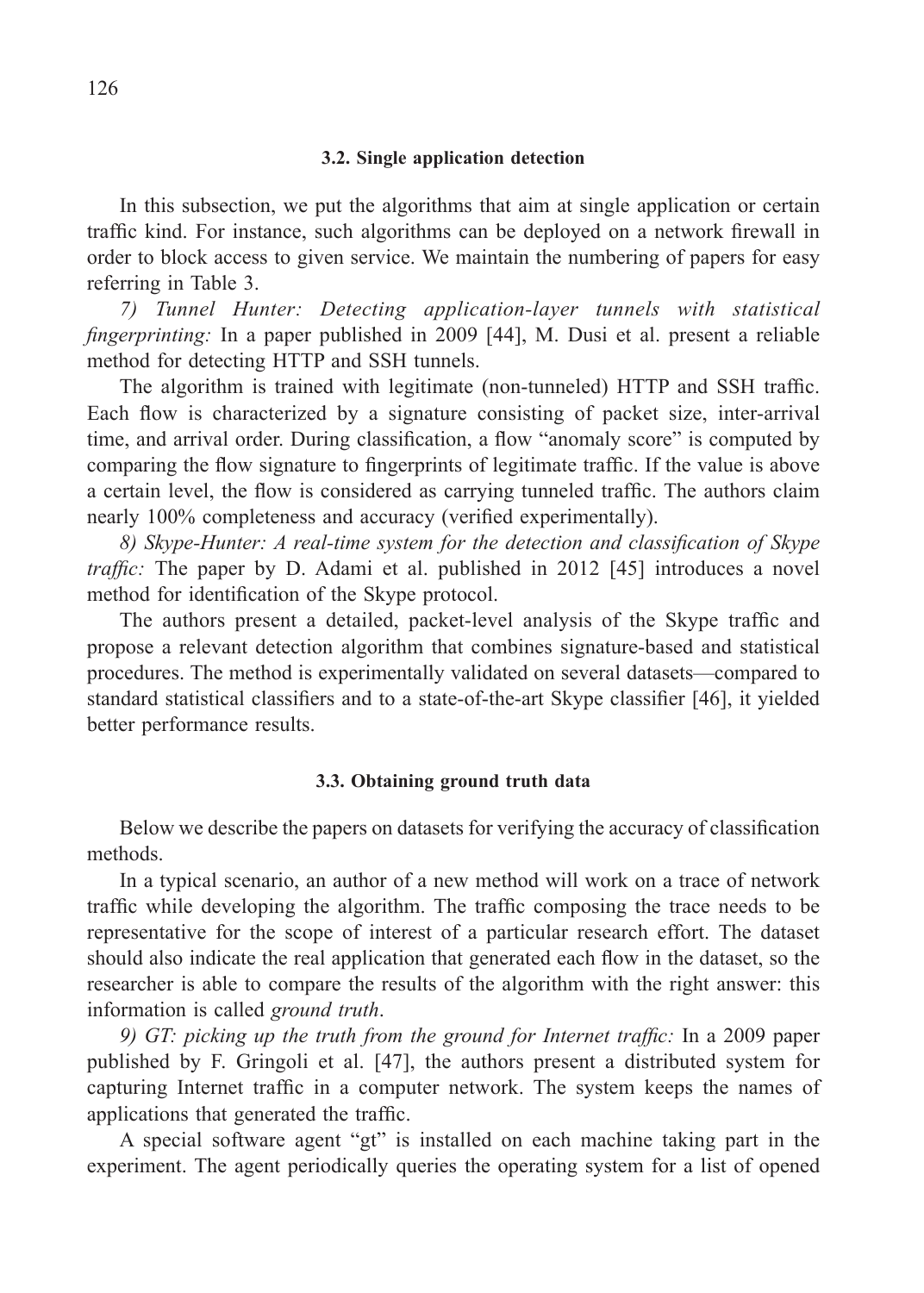### 3.2. Single application detection

In this subsection, we put the algorithms that aim at single application or certain traffic kind. For instance, such algorithms can be deployed on a network firewall in order to block access to given service. We maintain the numbering of papers for easy referring in Table 3.

*7) Tunnel Hunter: Detecting application-layer tunnels with statistical fingerprinting:* In a paper published in 2009 [44], M. Dusi et al. present a reliable method for detecting HTTP and SSH tunnels.

The algorithm is trained with legitimate (non-tunneled) HTTP and SSH traffic. Each flow is characterized by a signature consisting of packet size, inter-arrival time, and arrival order. During classification, a flow "anomaly score" is computed by comparing the flow signature to fingerprints of legitimate traffic. If the value is above a certain level, the flow is considered as carrying tunneled traffic. The authors claim nearly 100% completeness and accuracy (verified experimentally).

*8) Skype-Hunter: A real-time system for the detection and classification of Skype traffic:* The paper by D. Adami et al. published in 2012 [45] introduces a novel method for identification of the Skype protocol.

The authors present a detailed, packet-level analysis of the Skype traffic and propose a relevant detection algorithm that combines signature-based and statistical procedures. The method is experimentally validated on several datasets—compared to standard statistical classifiers and to a state-of-the-art Skype classifier [46], it yielded better performance results.

### 3.3. Obtaining ground truth data

Below we describe the papers on datasets for verifying the accuracy of classification methods.

In a typical scenario, an author of a new method will work on a trace of network traffic while developing the algorithm. The traffic composing the trace needs to be representative for the scope of interest of a particular research effort. The dataset should also indicate the real application that generated each flow in the dataset, so the researcher is able to compare the results of the algorithm with the right answer: this information is called *ground truth*.

*9) GT: picking up the truth from the ground for Internet traffic:* In a 2009 paper published by F. Gringoli et al. [47], the authors present a distributed system for capturing Internet traffic in a computer network. The system keeps the names of applications that generated the traffic.

A special software agent "gt" is installed on each machine taking part in the experiment. The agent periodically queries the operating system for a list of opened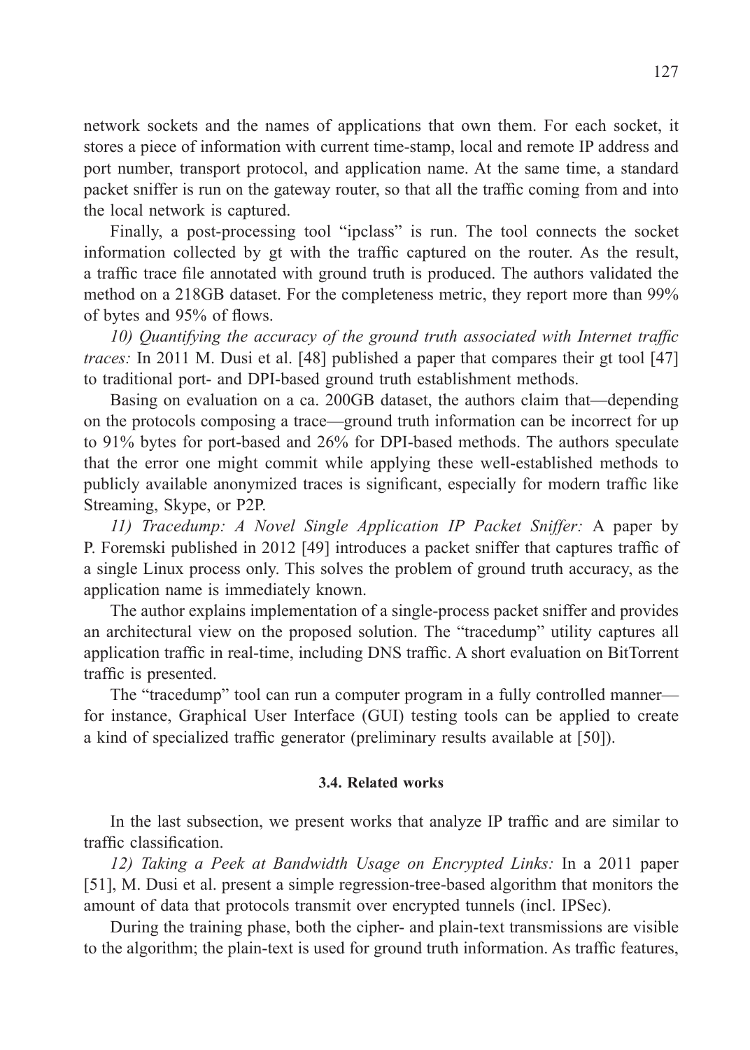network sockets and the names of applications that own them. For each socket, it stores a piece of information with current time-stamp, local and remote IP address and port number, transport protocol, and application name. At the same time, a standard packet sniffer is run on the gateway router, so that all the traffic coming from and into the local network is captured.

Finally, a post-processing tool "ipclass" is run. The tool connects the socket information collected by gt with the traffic captured on the router. As the result, a traffic trace file annotated with ground truth is produced. The authors validated the method on a 218GB dataset. For the completeness metric, they report more than 99% of bytes and 95% of flows.

*10) Quantifying the accuracy of the ground truth associated with Internet traffic traces:* In 2011 M. Dusi et al. [48] published a paper that compares their gt tool [47] to traditional port- and DPI-based ground truth establishment methods.

Basing on evaluation on a ca. 200GB dataset, the authors claim that—depending on the protocols composing a trace—ground truth information can be incorrect for up to 91% bytes for port-based and 26% for DPI-based methods. The authors speculate that the error one might commit while applying these well-established methods to publicly available anonymized traces is significant, especially for modern traffic like Streaming, Skype, or P2P.

*11) Tracedump: A Novel Single Application IP Packet Sniffer:* A paper by P. Foremski published in 2012 [49] introduces a packet sniffer that captures traffic of a single Linux process only. This solves the problem of ground truth accuracy, as the application name is immediately known.

The author explains implementation of a single-process packet sniffer and provides an architectural view on the proposed solution. The "tracedump" utility captures all application traffic in real-time, including DNS traffic. A short evaluation on BitTorrent traffic is presented.

The "tracedump" tool can run a computer program in a fully controlled manner—for instance, Graphical User Interface (GUI) testing tools can be applied to create a kind of specialized traffic generator (preliminary results available at [50]).

### 3.4. Related works

In the last subsection, we present works that analyze IP traffic and are similar to traffic classification.

*12) Taking a Peek at Bandwidth Usage on Encrypted Links:* In a 2011 paper [51], M. Dusi et al. present a simple regression-tree-based algorithm that monitors the amount of data that protocols transmit over encrypted tunnels (incl. IPSec).

During the training phase, both the cipher- and plain-text transmissions are visible to the algorithm; the plain-text is used for ground truth information. As traffic features,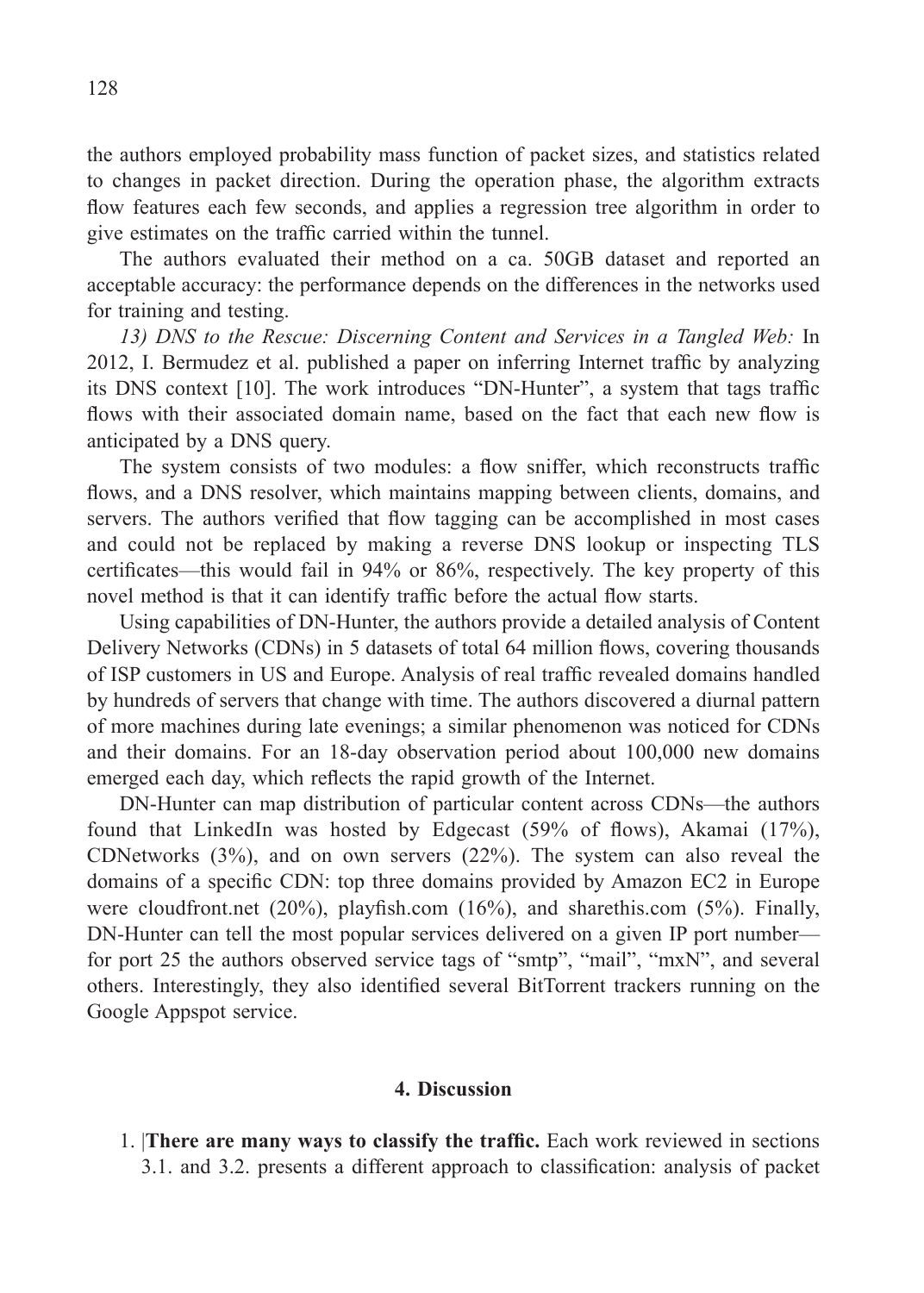the authors employed probability mass function of packet sizes, and statistics related to changes in packet direction. During the operation phase, the algorithm extracts flow features each few seconds, and applies a regression tree algorithm in order to give estimates on the traffic carried within the tunnel.

The authors evaluated their method on a ca. 50GB dataset and reported an acceptable accuracy: the performance depends on the differences in the networks used for training and testing.

*13) DNS to the Rescue: Discerning Content and Services in a Tangled Web:* In 2012, I. Bermudez et al. published a paper on inferring Internet traffic by analyzing its DNS context [10]. The work introduces "DN-Hunter", a system that tags traffic flows with their associated domain name, based on the fact that each new flow is anticipated by a DNS query.

The system consists of two modules: a flow sniffer, which reconstructs traffic flows, and a DNS resolver, which maintains mapping between clients, domains, and servers. The authors verified that flow tagging can be accomplished in most cases and could not be replaced by making a reverse DNS lookup or inspecting TLS certificates—this would fail in 94% or 86%, respectively. The key property of this novel method is that it can identify traffic before the actual flow starts.

Using capabilities of DN-Hunter, the authors provide a detailed analysis of Content Delivery Networks (CDNs) in 5 datasets of total 64 million flows, covering thousands of ISP customers in US and Europe. Analysis of real traffic revealed domains handled by hundreds of servers that change with time. The authors discovered a diurnal pattern of more machines during late evenings; a similar phenomenon was noticed for CDNs and their domains. For an 18-day observation period about 100,000 new domains emerged each day, which reflects the rapid growth of the Internet.

DN-Hunter can map distribution of particular content across CDNs—the authors found that LinkedIn was hosted by Edgecast (59% of flows), Akamai (17%), CDNetworks (3%), and on own servers (22%). The system can also reveal the domains of a specific CDN: top three domains provided by Amazon EC2 in Europe were cloudfront.net (20%), playfish.com (16%), and sharethis.com (5%). Finally, DN-Hunter can tell the most popular services delivered on a given IP port number—for port 25 the authors observed service tags of "smtp", "mail", "mxN", and several others. Interestingly, they also identified several BitTorrent trackers running on the Google Appspot service.

## 4. Discussion

1. **There are many ways to classify the traffic.** Each work reviewed in sections 3.1. and 3.2. presents a different approach to classification: analysis of packet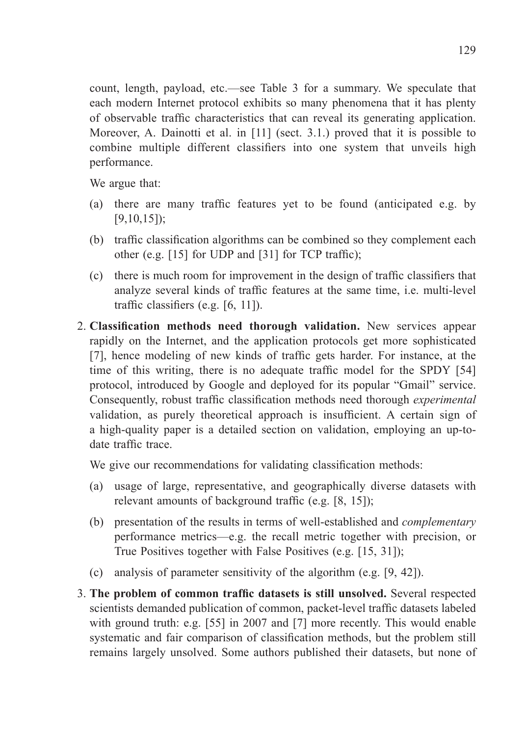count, length, payload, etc.—see Table 3 for a summary. We speculate that each modern Internet protocol exhibits so many phenomena that it has plenty of observable traffic characteristics that can reveal its generating application. Moreover, A. Dainotti et al. in [11] (sect. 3.1.) proved that it is possible to combine multiple different classifiers into one system that unveils high performance.

We argue that:

(a) there are many traffic features yet to be found (anticipated e.g. by [9,10,15]);

(b) traffic classification algorithms can be combined so they complement each other (e.g. [15] for UDP and [31] for TCP traffic);

(c) there is much room for improvement in the design of traffic classifiers that analyze several kinds of traffic features at the same time, i.e. multi-level traffic classifiers (e.g. [6, 11]).

2. **Classification methods need thorough validation.** New services appear rapidly on the Internet, and the application protocols get more sophisticated [7], hence modeling of new kinds of traffic gets harder. For instance, at the time of this writing, there is no adequate traffic model for the SPDY [54] protocol, introduced by Google and deployed for its popular "Gmail" service. Consequently, robust traffic classification methods need thorough *experimental* validation, as purely theoretical approach is insufficient. A certain sign of a high-quality paper is a detailed section on validation, employing an up-to-date traffic trace.

   We give our recommendations for validating classification methods:

   (a) usage of large, representative, and geographically diverse datasets with relevant amounts of background traffic (e.g. [8, 15]);

   (b) presentation of the results in terms of well-established and *complementary* performance metrics—e.g. the recall metric together with precision, or True Positives together with False Positives (e.g. [15, 31]);

   (c) analysis of parameter sensitivity of the algorithm (e.g. [9, 42]).

3. **The problem of common traffic datasets is still unsolved.** Several respected scientists demanded publication of common, packet-level traffic datasets labeled with ground truth: e.g. [55] in 2007 and [7] more recently. This would enable systematic and fair comparison of classification methods, but the problem still remains largely unsolved. Some authors published their datasets, but none of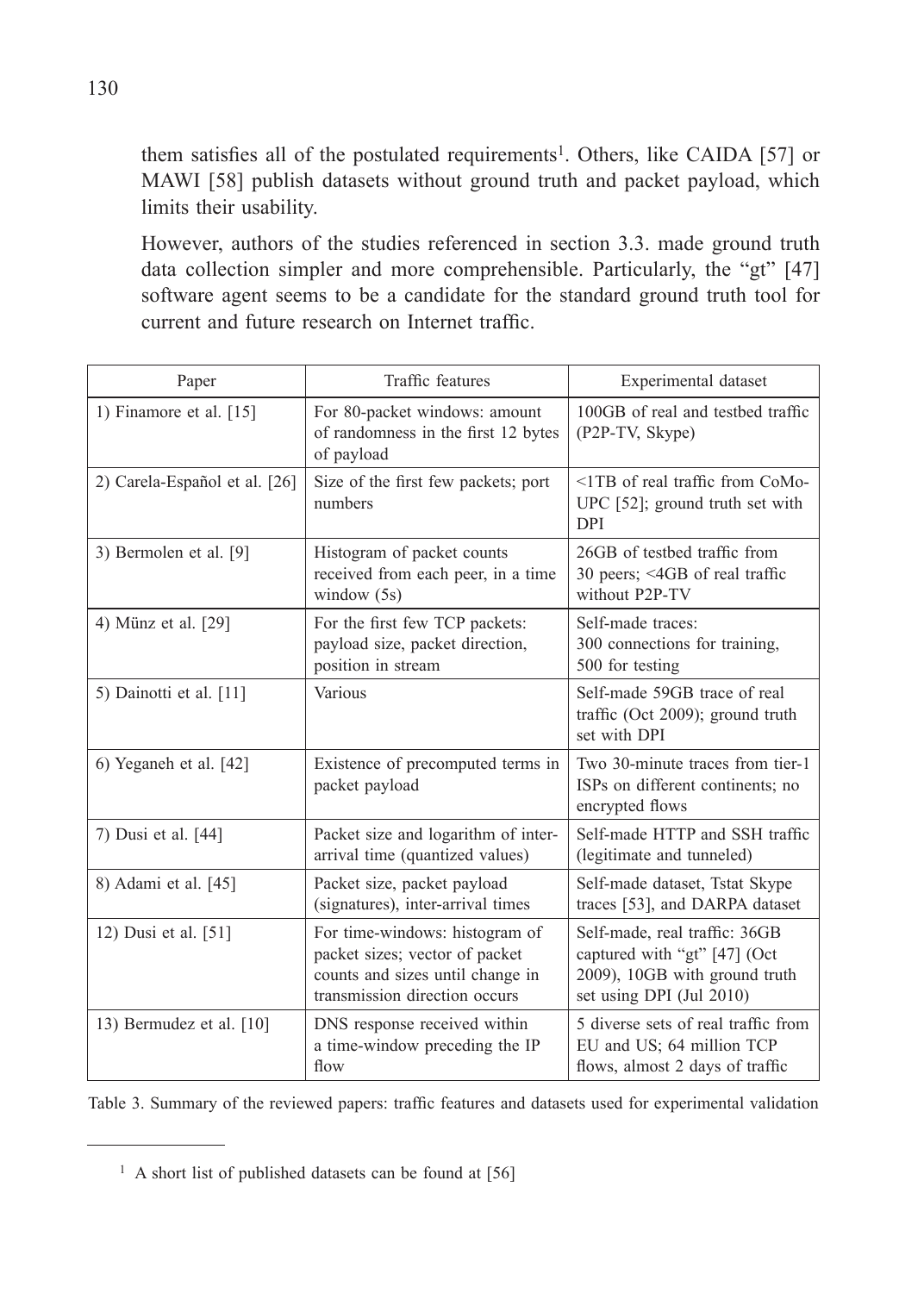them satisfies all of the postulated requirements[1]. Others, like CAIDA [57] or MAWI [58] publish datasets without ground truth and packet payload, which limits their usability.

However, authors of the studies referenced in section 3.3. made ground truth data collection simpler and more comprehensible. Particularly, the “gt” [47] software agent seems to be a candidate for the standard ground truth tool for current and future research on Internet traffic.

| Paper | Traffic features | Experimental dataset |
|---|---|---|
| 1) Finamore et al. [15] | For 80-packet windows: amount of randomness in the first 12 bytes of payload | 100GB of real and testbed traffic (P2P-TV, Skype) |
| 2) Carela-Español et al. [26] | Size of the first few packets; port numbers | <1TB of real traffic from CoMo-UPC [52]; ground truth set with DPI |
| 3) Bermolen et al. [9] | Histogram of packet counts received from each peer, in a time window (5s) | 26GB of testbed traffic from 30 peers; <4GB of real traffic without P2P-TV |
| 4) Münz et al. [29] | For the first few TCP packets: payload size, packet direction, position in stream | Self-made traces: 300 connections for training, 500 for testing |
| 5) Dainotti et al. [11] | Various | Self-made 59GB trace of real traffic (Oct 2009); ground truth set with DPI |
| 6) Yeganeh et al. [42] | Existence of precomputed terms in packet payload | Two 30-minute traces from tier-1 ISPs on different continents; no encrypted flows |
| 7) Dusi et al. [44] | Packet size and logarithm of inter-arrival time (quantized values) | Self-made HTTP and SSH traffic (legitimate and tunneled) |
| 8) Adami et al. [45] | Packet size, packet payload (signatures), inter-arrival times | Self-made dataset, Tstat Skype traces [53], and DARPA dataset |
| 12) Dusi et al. [51] | For time-windows: histogram of packet sizes; vector of packet counts and sizes until change in transmission direction occurs | Self-made, real traffic: 36GB captured with “gt” [47] (Oct 2009), 10GB with ground truth set using DPI (Jul 2010) |
| 13) Bermudez et al. [10] | DNS response received within a time-window preceding the IP flow | 5 diverse sets of real traffic from EU and US; 64 million TCP flows, almost 2 days of traffic |

Table 3. Summary of the reviewed papers: traffic features and datasets used for experimental validation

[1] A short list of published datasets can be found at [56]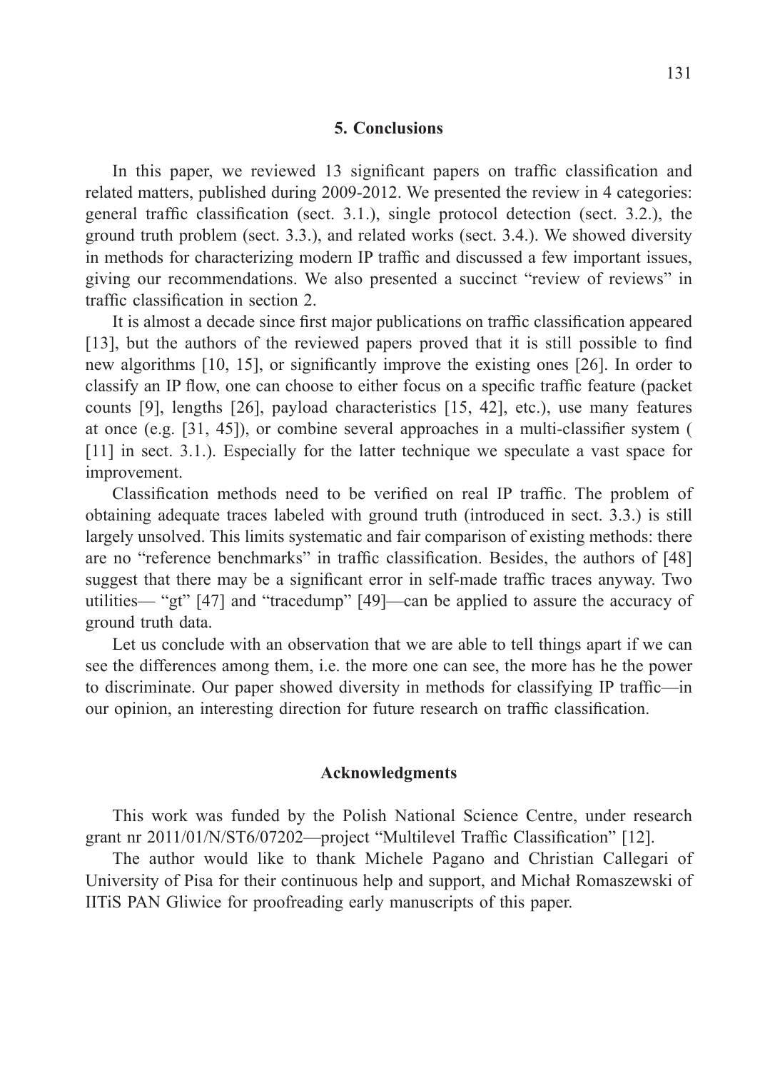## 5. Conclusions

In this paper, we reviewed 13 significant papers on traffic classification and related matters, published during 2009-2012. We presented the review in 4 categories: general traffic classification (sect. 3.1.), single protocol detection (sect. 3.2.), the ground truth problem (sect. 3.3.), and related works (sect. 3.4.). We showed diversity in methods for characterizing modern IP traffic and discussed a few important issues, giving our recommendations. We also presented a succinct "review of reviews" in traffic classification in section 2.

It is almost a decade since first major publications on traffic classification appeared [13], but the authors of the reviewed papers proved that it is still possible to find new algorithms [10, 15], or significantly improve the existing ones [26]. In order to classify an IP flow, one can choose to either focus on a specific traffic feature (packet counts [9], lengths [26], payload characteristics [15, 42], etc.), use many features at once (e.g. [31, 45]), or combine several approaches in a multi-classifier system ( [11] in sect. 3.1.). Especially for the latter technique we speculate a vast space for improvement.

Classification methods need to be verified on real IP traffic. The problem of obtaining adequate traces labeled with ground truth (introduced in sect. 3.3.) is still largely unsolved. This limits systematic and fair comparison of existing methods: there are no "reference benchmarks" in traffic classification. Besides, the authors of [48] suggest that there may be a significant error in self-made traffic traces anyway. Two utilities— "gt" [47] and "tracedump" [49]—can be applied to assure the accuracy of ground truth data.

Let us conclude with an observation that we are able to tell things apart if we can see the differences among them, i.e. the more one can see, the more has he the power to discriminate. Our paper showed diversity in methods for classifying IP traffic—in our opinion, an interesting direction for future research on traffic classification.

## Acknowledgments

This work was funded by the Polish National Science Centre, under research grant nr 2011/01/N/ST6/07202—project "Multilevel Traffic Classification" [12].

The author would like to thank Michele Pagano and Christian Callegari of University of Pisa for their continuous help and support, and Michał Romaszewski of IITiS PAN Gliwice for proofreading early manuscripts of this paper.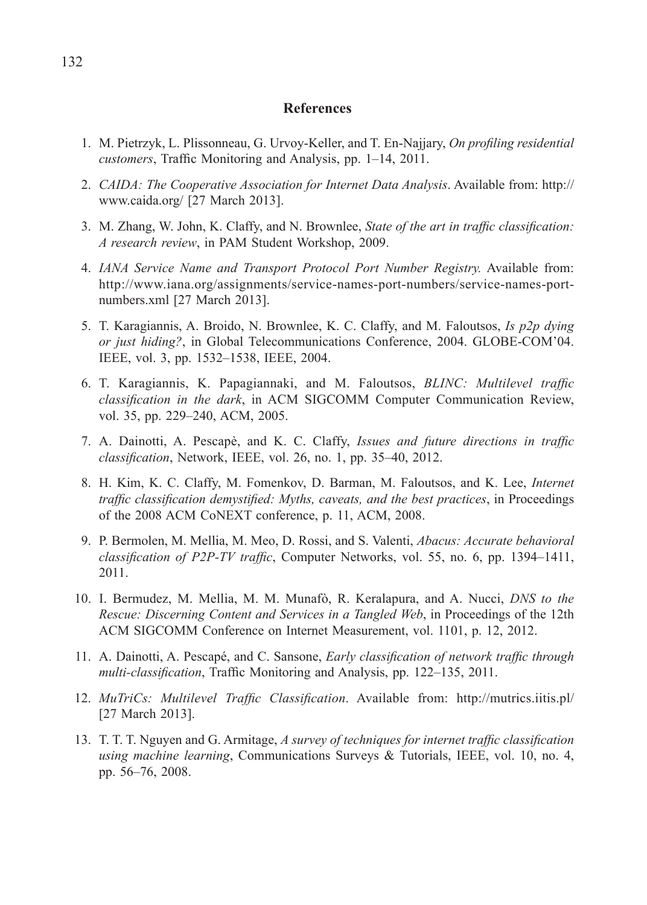## References

1. M. Pietrzyk, L. Plissonneau, G. Urvoy-Keller, and T. En-Najjary, *On profiling residential customers*, Traffic Monitoring and Analysis, pp. 1–14, 2011.
2. *CAIDA: The Cooperative Association for Internet Data Analysis*. Available from: http://www.caida.org/ [27 March 2013].
3. M. Zhang, W. John, K. Claffy, and N. Brownlee, *State of the art in traffic classification: A research review*, in PAM Student Workshop, 2009.
4. *IANA Service Name and Transport Protocol Port Number Registry.* Available from: http://www.iana.org/assignments/service-names-port-numbers/service-names-port-numbers.xml [27 March 2013].
5. T. Karagiannis, A. Broido, N. Brownlee, K. C. Claffy, and M. Faloutsos, *Is p2p dying or just hiding?*, in Global Telecommunications Conference, 2004. GLOBE-COM'04. IEEE, vol. 3, pp. 1532–1538, IEEE, 2004.
6. T. Karagiannis, K. Papagiannaki, and M. Faloutsos, *BLINC: Multilevel traffic classification in the dark*, in ACM SIGCOMM Computer Communication Review, vol. 35, pp. 229–240, ACM, 2005.
7. A. Dainotti, A. Pescapè, and K. C. Claffy, *Issues and future directions in traffic classification*, Network, IEEE, vol. 26, no. 1, pp. 35–40, 2012.
8. H. Kim, K. C. Claffy, M. Fomenkov, D. Barman, M. Faloutsos, and K. Lee, *Internet traffic classification demystified: Myths, caveats, and the best practices*, in Proceedings of the 2008 ACM CoNEXT conference, p. 11, ACM, 2008.
9. P. Bermolen, M. Mellia, M. Meo, D. Rossi, and S. Valenti, *Abacus: Accurate behavioral classification of P2P-TV traffic*, Computer Networks, vol. 55, no. 6, pp. 1394–1411, 2011.
10. I. Bermudez, M. Mellia, M. M. Munafò, R. Keralapura, and A. Nucci, *DNS to the Rescue: Discerning Content and Services in a Tangled Web*, in Proceedings of the 12th ACM SIGCOMM Conference on Internet Measurement, vol. 1101, p. 12, 2012.
11. A. Dainotti, A. Pescapé, and C. Sansone, *Early classification of network traffic through multi-classification*, Traffic Monitoring and Analysis, pp. 122–135, 2011.
12. *MuTriCs: Multilevel Traffic Classification*. Available from: http://mutrics.iitis.pl/ [27 March 2013].
13. T. T. T. Nguyen and G. Armitage, *A survey of techniques for internet traffic classification using machine learning*, Communications Surveys & Tutorials, IEEE, vol. 10, no. 4, pp. 56–76, 2008.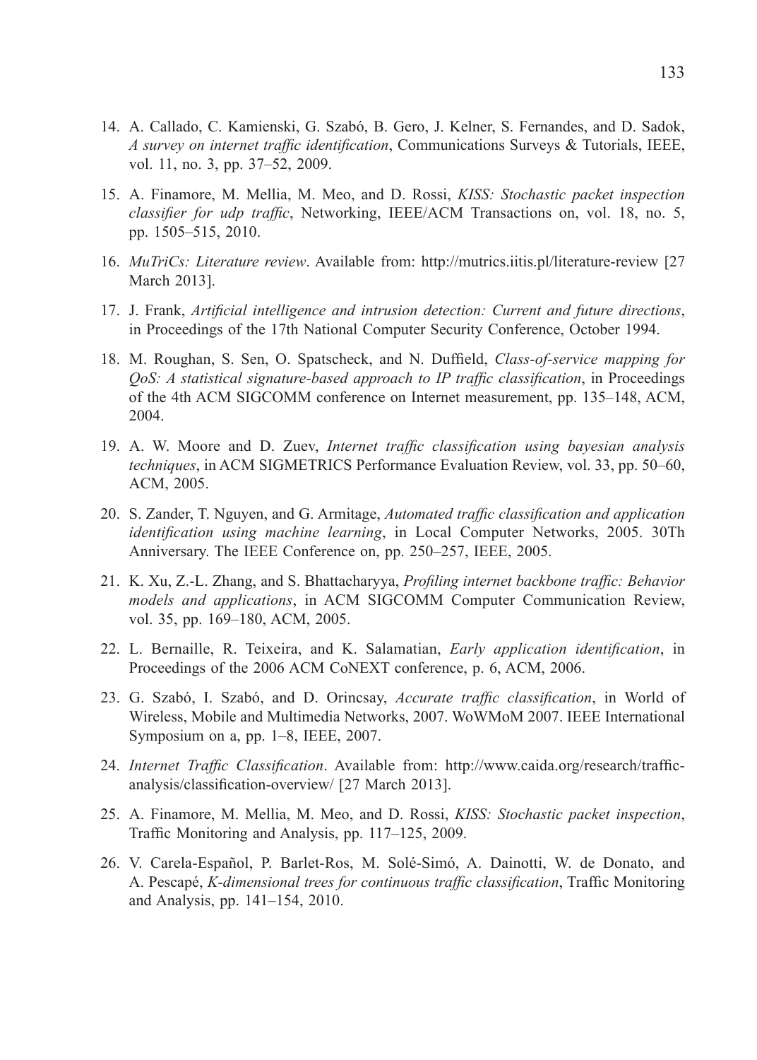14. A. Callado, C. Kamienski, G. Szabó, B. Gero, J. Kelner, S. Fernandes, and D. Sadok, *A survey on internet traffic identification*, Communications Surveys & Tutorials, IEEE, vol. 11, no. 3, pp. 37–52, 2009.

15. A. Finamore, M. Mellia, M. Meo, and D. Rossi, *KISS: Stochastic packet inspection classifier for udp traffic*, Networking, IEEE/ACM Transactions on, vol. 18, no. 5, pp. 1505–515, 2010.

16. *MuTriCs: Literature review*. Available from: http://mutrics.iitis.pl/literature-review [27 March 2013].

17. J. Frank, *Artificial intelligence and intrusion detection: Current and future directions*, in Proceedings of the 17th National Computer Security Conference, October 1994.

18. M. Roughan, S. Sen, O. Spatscheck, and N. Duffield, *Class-of-service mapping for QoS: A statistical signature-based approach to IP traffic classification*, in Proceedings of the 4th ACM SIGCOMM conference on Internet measurement, pp. 135–148, ACM, 2004.

19. A. W. Moore and D. Zuev, *Internet traffic classification using bayesian analysis techniques*, in ACM SIGMETRICS Performance Evaluation Review, vol. 33, pp. 50–60, ACM, 2005.

20. S. Zander, T. Nguyen, and G. Armitage, *Automated traffic classification and application identification using machine learning*, in Local Computer Networks, 2005. 30Th Anniversary. The IEEE Conference on, pp. 250–257, IEEE, 2005.

21. K. Xu, Z.-L. Zhang, and S. Bhattacharyya, *Profiling internet backbone traffic: Behavior models and applications*, in ACM SIGCOMM Computer Communication Review, vol. 35, pp. 169–180, ACM, 2005.

22. L. Bernaille, R. Teixeira, and K. Salamatian, *Early application identification*, in Proceedings of the 2006 ACM CoNEXT conference, p. 6, ACM, 2006.

23. G. Szabó, I. Szabó, and D. Orincsay, *Accurate traffic classification*, in World of Wireless, Mobile and Multimedia Networks, 2007. WoWMoM 2007. IEEE International Symposium on a, pp. 1–8, IEEE, 2007.

24. *Internet Traffic Classification*. Available from: http://www.caida.org/research/traffic-analysis/classification-overview/ [27 March 2013].

25. A. Finamore, M. Mellia, M. Meo, and D. Rossi, *KISS: Stochastic packet inspection*, Traffic Monitoring and Analysis, pp. 117–125, 2009.

26. V. Carela-Español, P. Barlet-Ros, M. Solé-Simó, A. Dainotti, W. de Donato, and A. Pescapé, *K-dimensional trees for continuous traffic classification*, Traffic Monitoring and Analysis, pp. 141–154, 2010.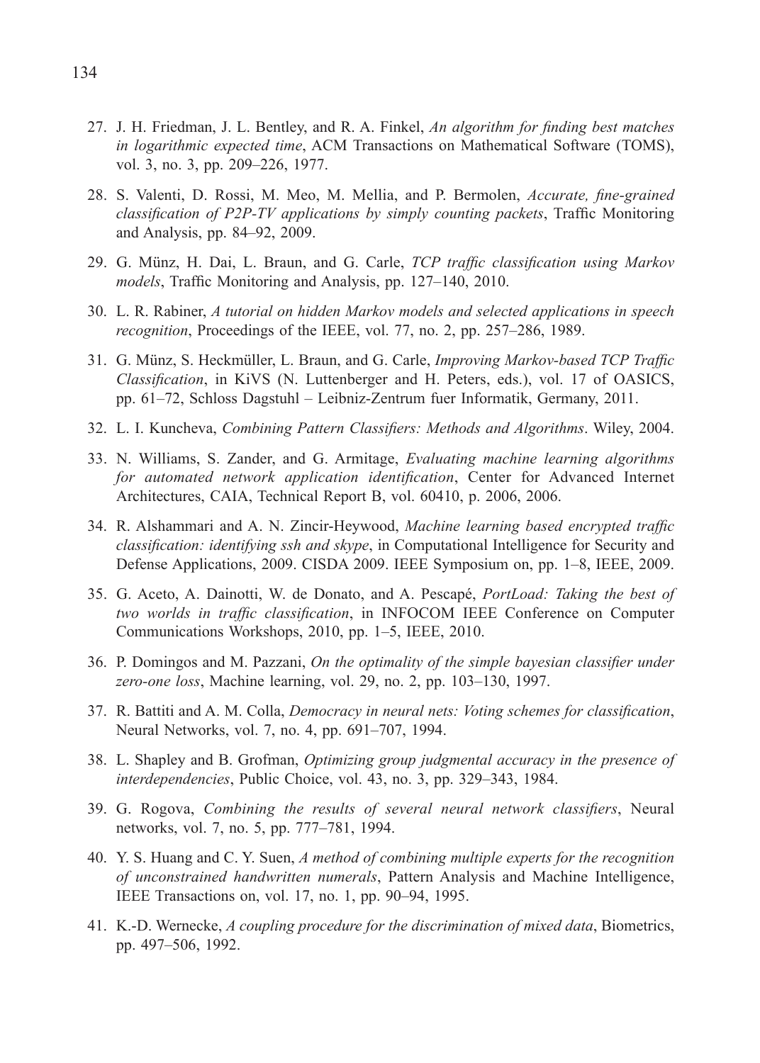27. J. H. Friedman, J. L. Bentley, and R. A. Finkel, *An algorithm for finding best matches in logarithmic expected time*, ACM Transactions on Mathematical Software (TOMS), vol. 3, no. 3, pp. 209–226, 1977.

28. S. Valenti, D. Rossi, M. Meo, M. Mellia, and P. Bermolen, *Accurate, fine-grained classification of P2P-TV applications by simply counting packets*, Traffic Monitoring and Analysis, pp. 84–92, 2009.

29. G. Münz, H. Dai, L. Braun, and G. Carle, *TCP traffic classification using Markov models*, Traffic Monitoring and Analysis, pp. 127–140, 2010.

30. L. R. Rabiner, *A tutorial on hidden Markov models and selected applications in speech recognition*, Proceedings of the IEEE, vol. 77, no. 2, pp. 257–286, 1989.

31. G. Münz, S. Heckmüller, L. Braun, and G. Carle, *Improving Markov-based TCP Traffic Classification*, in KiVS (N. Luttenberger and H. Peters, eds.), vol. 17 of OASICS, pp. 61–72, Schloss Dagstuhl – Leibniz-Zentrum fuer Informatik, Germany, 2011.

32. L. I. Kuncheva, *Combining Pattern Classifiers: Methods and Algorithms*. Wiley, 2004.

33. N. Williams, S. Zander, and G. Armitage, *Evaluating machine learning algorithms for automated network application identification*, Center for Advanced Internet Architectures, CAIA, Technical Report B, vol. 60410, p. 2006, 2006.

34. R. Alshammari and A. N. Zincir-Heywood, *Machine learning based encrypted traffic classification: identifying ssh and skype*, in Computational Intelligence for Security and Defense Applications, 2009. CISDA 2009. IEEE Symposium on, pp. 1–8, IEEE, 2009.

35. G. Aceto, A. Dainotti, W. de Donato, and A. Pescapé, *PortLoad: Taking the best of two worlds in traffic classification*, in INFOCOM IEEE Conference on Computer Communications Workshops, 2010, pp. 1–5, IEEE, 2010.

36. P. Domingos and M. Pazzani, *On the optimality of the simple bayesian classifier under zero-one loss*, Machine learning, vol. 29, no. 2, pp. 103–130, 1997.

37. R. Battiti and A. M. Colla, *Democracy in neural nets: Voting schemes for classification*, Neural Networks, vol. 7, no. 4, pp. 691–707, 1994.

38. L. Shapley and B. Grofman, *Optimizing group judgmental accuracy in the presence of interdependencies*, Public Choice, vol. 43, no. 3, pp. 329–343, 1984.

39. G. Rogova, *Combining the results of several neural network classifiers*, Neural networks, vol. 7, no. 5, pp. 777–781, 1994.

40. Y. S. Huang and C. Y. Suen, *A method of combining multiple experts for the recognition of unconstrained handwritten numerals*, Pattern Analysis and Machine Intelligence, IEEE Transactions on, vol. 17, no. 1, pp. 90–94, 1995.

41. K.-D. Wernecke, *A coupling procedure for the discrimination of mixed data*, Biometrics, pp. 497–506, 1992.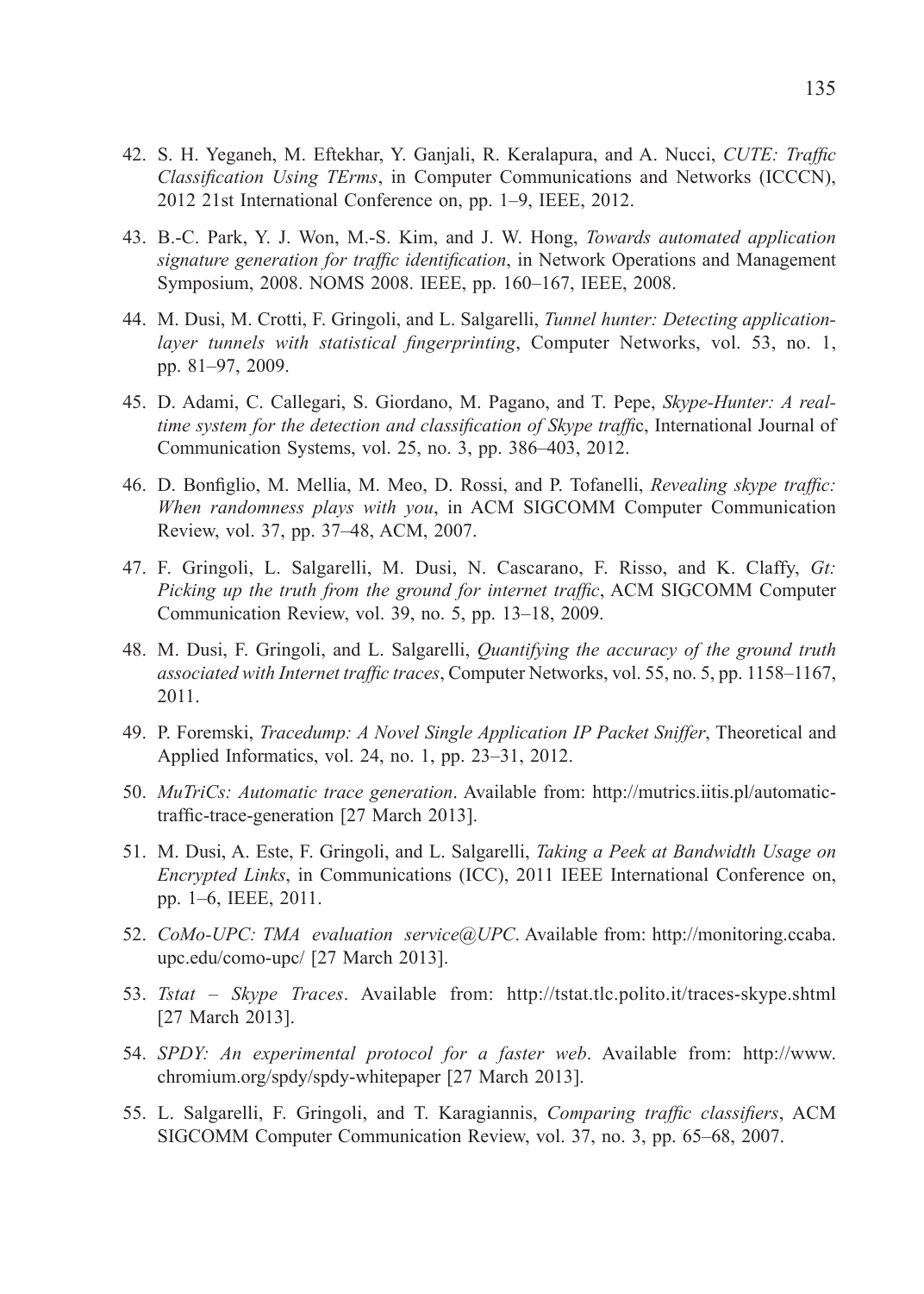42. S. H. Yeganeh, M. Eftekhar, Y. Ganjali, R. Keralapura, and A. Nucci, *CUTE: Traffic Classification Using TErms*, in Computer Communications and Networks (ICCCN), 2012 21st International Conference on, pp. 1–9, IEEE, 2012.

43. B.-C. Park, Y. J. Won, M.-S. Kim, and J. W. Hong, *Towards automated application signature generation for traffic identification*, in Network Operations and Management Symposium, 2008. NOMS 2008. IEEE, pp. 160–167, IEEE, 2008.

44. M. Dusi, M. Crotti, F. Gringoli, and L. Salgarelli, *Tunnel hunter: Detecting application-layer tunnels with statistical fingerprinting*, Computer Networks, vol. 53, no. 1, pp. 81–97, 2009.

45. D. Adami, C. Callegari, S. Giordano, M. Pagano, and T. Pepe, *Skype-Hunter: A real-time system for the detection and classification of Skype traffi*c, International Journal of Communication Systems, vol. 25, no. 3, pp. 386–403, 2012.

46. D. Bonfiglio, M. Mellia, M. Meo, D. Rossi, and P. Tofanelli, *Revealing skype traffic: When randomness plays with you*, in ACM SIGCOMM Computer Communication Review, vol. 37, pp. 37–48, ACM, 2007.

47. F. Gringoli, L. Salgarelli, M. Dusi, N. Cascarano, F. Risso, and K. Claffy, *Gt: Picking up the truth from the ground for internet traffic*, ACM SIGCOMM Computer Communication Review, vol. 39, no. 5, pp. 13–18, 2009.

48. M. Dusi, F. Gringoli, and L. Salgarelli, *Quantifying the accuracy of the ground truth associated with Internet traffic traces*, Computer Networks, vol. 55, no. 5, pp. 1158–1167, 2011.

49. P. Foremski, *Tracedump: A Novel Single Application IP Packet Sniffer*, Theoretical and Applied Informatics, vol. 24, no. 1, pp. 23–31, 2012.

50. *MuTriCs: Automatic trace generation*. Available from: http://mutrics.iitis.pl/automatic-traffic-trace-generation [27 March 2013].

51. M. Dusi, A. Este, F. Gringoli, and L. Salgarelli, *Taking a Peek at Bandwidth Usage on Encrypted Links*, in Communications (ICC), 2011 IEEE International Conference on, pp. 1–6, IEEE, 2011.

52. *CoMo-UPC: TMA evaluation service@UPC*. Available from: http://monitoring.ccaba.upc.edu/como-upc/ [27 March 2013].

53. *Tstat – Skype Traces*. Available from: http://tstat.tlc.polito.it/traces-skype.shtml [27 March 2013].

54. *SPDY: An experimental protocol for a faster web*. Available from: http://www.chromium.org/spdy/spdy-whitepaper [27 March 2013].

55. L. Salgarelli, F. Gringoli, and T. Karagiannis, *Comparing traffic classifiers*, ACM SIGCOMM Computer Communication Review, vol. 37, no. 3, pp. 65–68, 2007.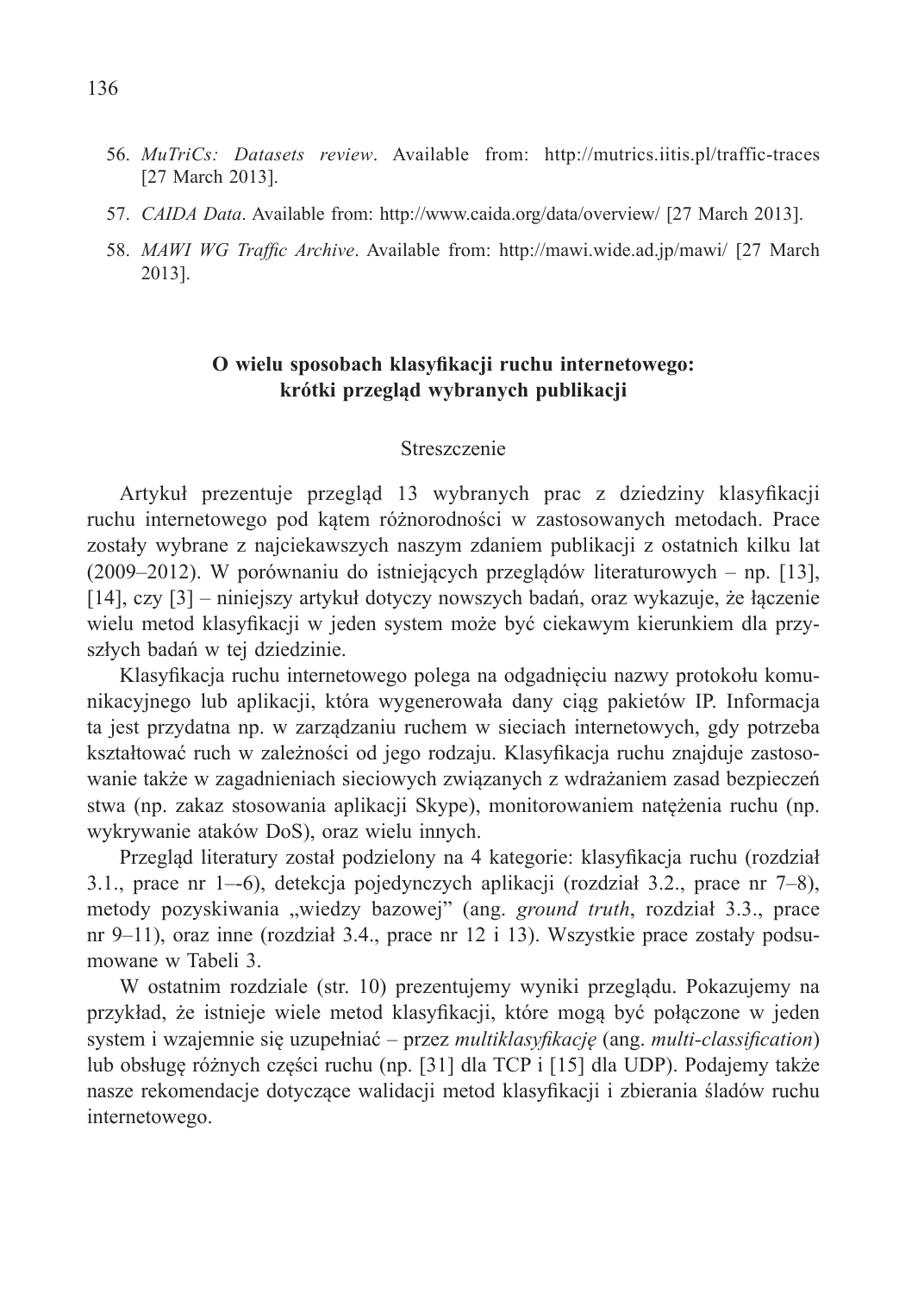56. *MuTriCs: Datasets review*. Available from: http://mutrics.iitis.pl/traffic-traces [27 March 2013].

57. *CAIDA Data*. Available from: http://www.caida.org/data/overview/ [27 March 2013].

58. *MAWI WG Traffic Archive*. Available from: http://mawi.wide.ad.jp/mawi/ [27 March 2013].

## O wielu sposobach klasyfikacji ruchu internetowego: krótki przegląd wybranych publikacji

### Streszczenie

Artykuł prezentuje przegląd 13 wybranych prac z dziedziny klasyfikacji ruchu internetowego pod kątem różnorodności w zastosowanych metodach. Prace zostały wybrane z najciekawszych naszym zdaniem publikacji z ostatnich kilku lat (2009–2012). W porównaniu do istniejących przeglądów literaturowych – np. [13], [14], czy [3] – niniejszy artykuł dotyczy nowszych badań, oraz wykazuje, że łączenie wielu metod klasyfikacji w jeden system może być ciekawym kierunkiem dla przyszłych badań w tej dziedzinie.

Klasyfikacja ruchu internetowego polega na odgadnięciu nazwy protokołu komunikacyjnego lub aplikacji, która wygenerowała dany ciąg pakietów IP. Informacja ta jest przydatna np. w zarządzaniu ruchem w sieciach internetowych, gdy potrzeba kształtować ruch w zależności od jego rodzaju. Klasyfikacja ruchu znajduje zastosowanie także w zagadnieniach sieciowych związanych z wdrażaniem zasad bezpieczeństwa (np. zakaz stosowania aplikacji Skype), monitorowaniem natężenia ruchu (np. wykrywanie ataków DoS), oraz wielu innych.

Przegląd literatury został podzielony na 4 kategorie: klasyfikacja ruchu (rozdział 3.1., prace nr 1–-6), detekcja pojedynczych aplikacji (rozdział 3.2., prace nr 7–8), metody pozyskiwania „wiedzy bazowej" (ang. *ground truth*, rozdział 3.3., prace nr 9–11), oraz inne (rozdział 3.4., prace nr 12 i 13). Wszystkie prace zostały podsumowane w Tabeli 3.

W ostatnim rozdziale (str. 10) prezentujemy wyniki przeglądu. Pokazujemy na przykład, że istnieje wiele metod klasyfikacji, które mogą być połączone w jeden system i wzajemnie się uzupełniać – przez *multiklasyfikację* (ang. *multi-classification*) lub obsługę różnych części ruchu (np. [31] dla TCP i [15] dla UDP). Podajemy także nasze rekomendacje dotyczące walidacji metod klasyfikacji i zbierania śladów ruchu internetowego.